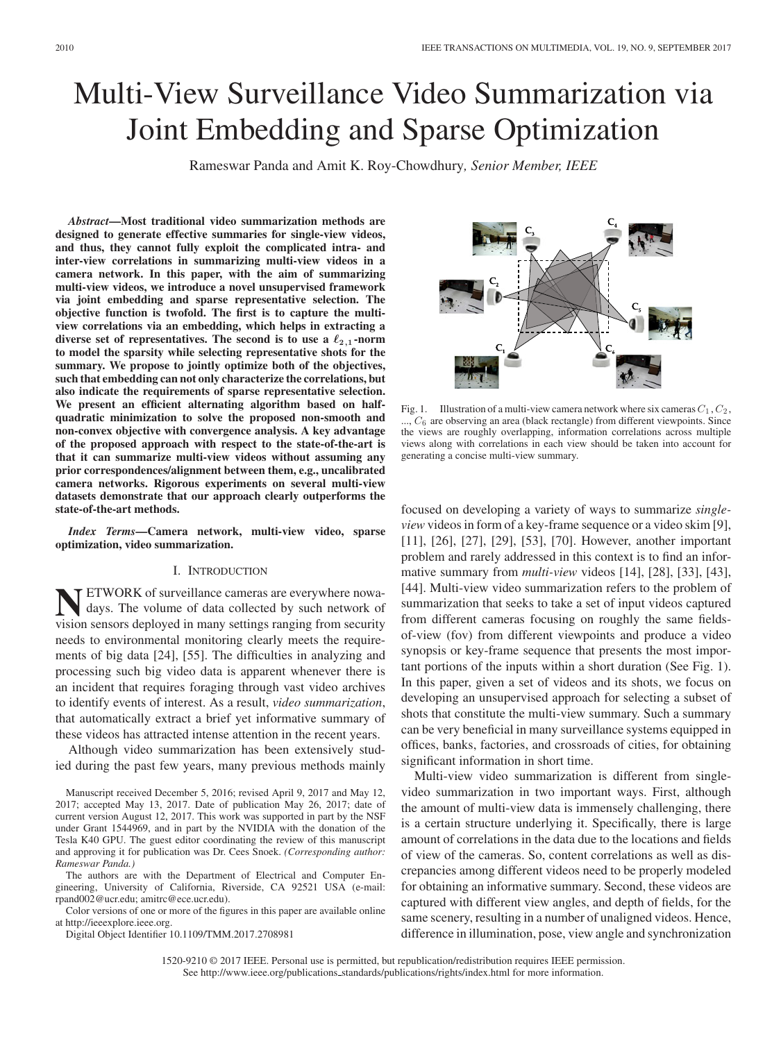# Multi-View Surveillance Video Summarization via Joint Embedding and Sparse Optimization

Rameswar Panda and Amit K. Roy-Chowdhury, *Senior Member, IEEE*

***Abstract*—Most traditional video summarization methods are designed to generate effective summaries for single-view videos, and thus, they cannot fully exploit the complicated intra- and inter-view correlations in summarizing multi-view videos in a camera network. In this paper, with the aim of summarizing multi-view videos, we introduce a novel unsupervised framework via joint embedding and sparse representative selection. The objective function is twofold. The first is to capture the multi-view correlations via an embedding, which helps in extracting a diverse set of representatives. The second is to use a $\ell_{2,1}$-norm to model the sparsity while selecting representative shots for the summary. We propose to jointly optimize both of the objectives, such that embedding can not only characterize the correlations, but also indicate the requirements of sparse representative selection. We present an efficient alternating algorithm based on half-quadratic minimization to solve the proposed non-smooth and non-convex objective with convergence analysis. A key advantage of the proposed approach with respect to the state-of-the-art is that it can summarize multi-view videos without assuming any prior correspondences/alignment between them, e.g., uncalibrated camera networks. Rigorous experiments on several multi-view datasets demonstrate that our approach clearly outperforms the state-of-the-art methods.**

***Index Terms*—Camera network, multi-view video, sparse optimization, video summarization.**

## I. Introduction

NETWORK of surveillance cameras are everywhere nowadays. The volume of data collected by such network of vision sensors deployed in many settings ranging from security needs to environmental monitoring clearly meets the requirements of big data [24], [55]. The difficulties in analyzing and processing such big video data is apparent whenever there is an incident that requires foraging through vast video archives to identify events of interest. As a result, *video summarization*, that automatically extract a brief yet informative summary of these videos has attracted intense attention in the recent years.

Although video summarization has been extensively studied during the past few years, many previous methods mainly focused on developing a variety of ways to summarize *single-view* videos in form of a key-frame sequence or a video skim [9], [11], [26], [27], [29], [53], [70]. However, another important problem and rarely addressed in this context is to find an informative summary from *multi-view* videos [14], [28], [33], [43], [44]. Multi-view video summarization refers to the problem of summarization that seeks to take a set of input videos captured from different cameras focusing on roughly the same fields-of-view (fov) from different viewpoints and produce a video synopsis or key-frame sequence that presents the most important portions of the inputs within a short duration (See Fig. 1). In this paper, given a set of videos and its shots, we focus on developing an unsupervised approach for selecting a subset of shots that constitute the multi-view summary. Such a summary can be very beneficial in many surveillance systems equipped in offices, banks, factories, and crossroads of cities, for obtaining significant information in short time.

Fig. 1. Illustration of a multi-view camera network where six cameras $C_1, C_2, \ldots, C_6$ are observing an area (black rectangle) from different viewpoints. Since the views are roughly overlapping, information correlations across multiple views along with correlations in each view should be taken into account for generating a concise multi-view summary.

Multi-view video summarization is different from single-video summarization in two important ways. First, although the amount of multi-view data is immensely challenging, there is a certain structure underlying it. Specifically, there is large amount of correlations in the data due to the locations and fields of view of the cameras. So, content correlations as well as discrepancies among different videos need to be properly modeled for obtaining an informative summary. Second, these videos are captured with different view angles, and depth of fields, for the same scenery, resulting in a number of unaligned videos. Hence, difference in illumination, pose, view angle and synchronization

Manuscript received December 5, 2016; revised April 9, 2017 and May 12, 2017; accepted May 13, 2017. Date of publication May 26, 2017; date of current version August 12, 2017. This work was supported in part by the NSF under Grant 1544969, and in part by the NVIDIA with the donation of the Tesla K40 GPU. The guest editor coordinating the review of this manuscript and approving it for publication was Dr. Cees Snoek. *(Corresponding author: Rameswar Panda.)*

The authors are with the Department of Electrical and Computer Engineering, University of California, Riverside, CA 92521 USA (e-mail: rpand002@ucr.edu; amitrc@ece.ucr.edu).

Color versions of one or more of the figures in this paper are available online at http://ieeexplore.ieee.org.

Digital Object Identifier 10.1109/TMM.2017.2708981

1520-9210 © 2017 IEEE. Personal use is permitted, but republication/redistribution requires IEEE permission. See http://www.ieee.org/publications_standards/publications/rights/index.html for more information.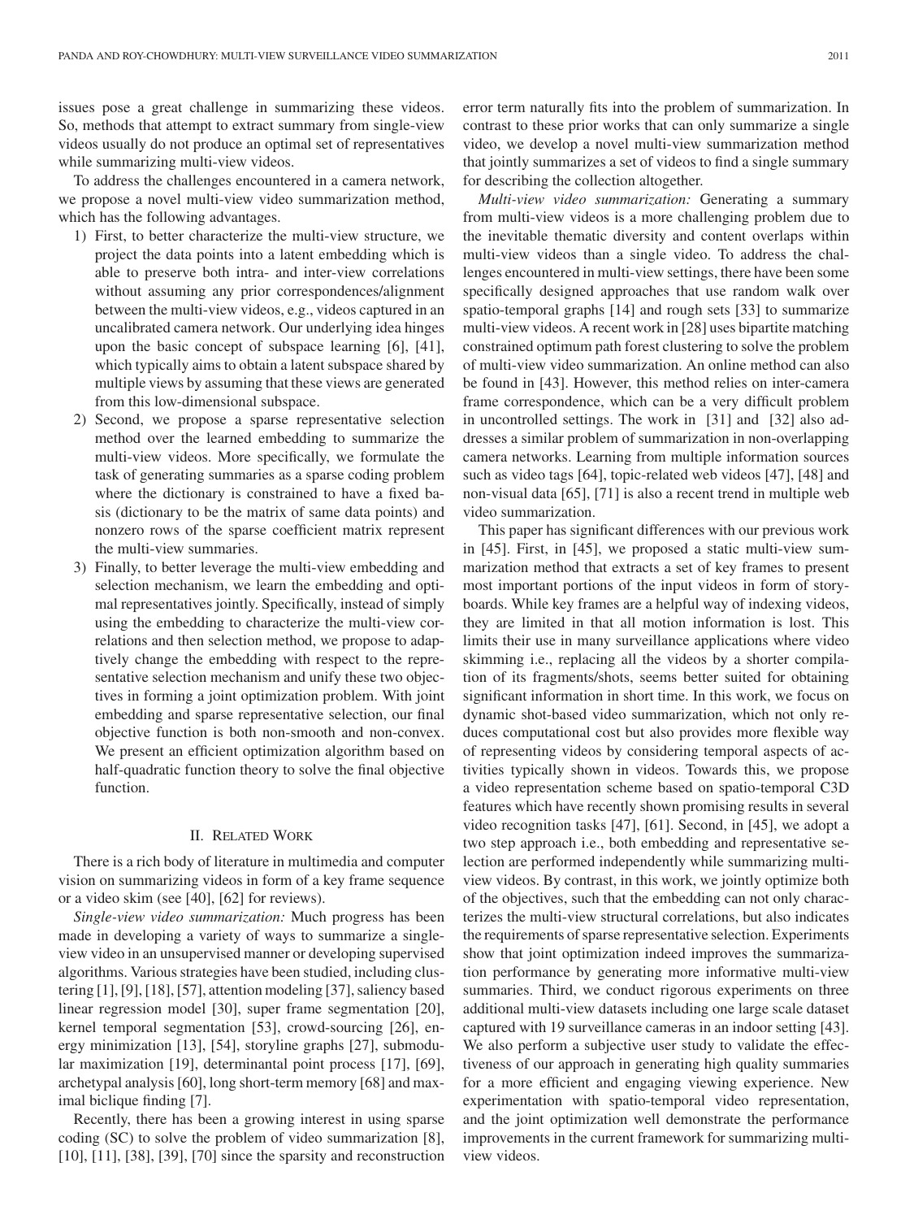issues pose a great challenge in summarizing these videos. So, methods that attempt to extract summary from single-view videos usually do not produce an optimal set of representatives while summarizing multi-view videos.

To address the challenges encountered in a camera network, we propose a novel multi-view video summarization method, which has the following advantages.

1) First, to better characterize the multi-view structure, we project the data points into a latent embedding which is able to preserve both intra- and inter-view correlations without assuming any prior correspondences/alignment between the multi-view videos, e.g., videos captured in an uncalibrated camera network. Our underlying idea hinges upon the basic concept of subspace learning [6], [41], which typically aims to obtain a latent subspace shared by multiple views by assuming that these views are generated from this low-dimensional subspace.
2) Second, we propose a sparse representative selection method over the learned embedding to summarize the multi-view videos. More specifically, we formulate the task of generating summaries as a sparse coding problem where the dictionary is constrained to have a fixed basis (dictionary to be the matrix of same data points) and nonzero rows of the sparse coefficient matrix represent the multi-view summaries.
3) Finally, to better leverage the multi-view embedding and selection mechanism, we learn the embedding and optimal representatives jointly. Specifically, instead of simply using the embedding to characterize the multi-view correlations and then selection method, we propose to adaptively change the embedding with respect to the representative selection mechanism and unify these two objectives in forming a joint optimization problem. With joint embedding and sparse representative selection, our final objective function is both non-smooth and non-convex. We present an efficient optimization algorithm based on half-quadratic function theory to solve the final objective function.

## II. Related Work

There is a rich body of literature in multimedia and computer vision on summarizing videos in form of a key frame sequence or a video skim (see [40], [62] for reviews).

*Single-view video summarization:* Much progress has been made in developing a variety of ways to summarize a single-view video in an unsupervised manner or developing supervised algorithms. Various strategies have been studied, including clustering [1], [9], [18], [57], attention modeling [37], saliency based linear regression model [30], super frame segmentation [20], kernel temporal segmentation [53], crowd-sourcing [26], energy minimization [13], [54], storyline graphs [27], submodular maximization [19], determinantal point process [17], [69], archetypal analysis [60], long short-term memory [68] and maximal biclique finding [7].

Recently, there has been a growing interest in using sparse coding (SC) to solve the problem of video summarization [8], [10], [11], [38], [39], [70] since the sparsity and reconstruction error term naturally fits into the problem of summarization. In contrast to these prior works that can only summarize a single video, we develop a novel multi-view summarization method that jointly summarizes a set of videos to find a single summary for describing the collection altogether.

*Multi-view video summarization:* Generating a summary from multi-view videos is a more challenging problem due to the inevitable thematic diversity and content overlaps within multi-view videos than a single video. To address the challenges encountered in multi-view settings, there have been some specifically designed approaches that use random walk over spatio-temporal graphs [14] and rough sets [33] to summarize multi-view videos. A recent work in [28] uses bipartite matching constrained optimum path forest clustering to solve the problem of multi-view video summarization. An online method can also be found in [43]. However, this method relies on inter-camera frame correspondence, which can be a very difficult problem in uncontrolled settings. The work in [31] and [32] also addresses a similar problem of summarization in non-overlapping camera networks. Learning from multiple information sources such as video tags [64], topic-related web videos [47], [48] and non-visual data [65], [71] is also a recent trend in multiple web video summarization.

This paper has significant differences with our previous work in [45]. First, in [45], we proposed a static multi-view summarization method that extracts a set of key frames to present most important portions of the input videos in form of storyboards. While key frames are a helpful way of indexing videos, they are limited in that all motion information is lost. This limits their use in many surveillance applications where video skimming i.e., replacing all the videos by a shorter compilation of its fragments/shots, seems better suited for obtaining significant information in short time. In this work, we focus on dynamic shot-based video summarization, which not only reduces computational cost but also provides more flexible way of representing videos by considering temporal aspects of activities typically shown in videos. Towards this, we propose a video representation scheme based on spatio-temporal C3D features which have recently shown promising results in several video recognition tasks [47], [61]. Second, in [45], we adopt a two step approach i.e., both embedding and representative selection are performed independently while summarizing multi-view videos. By contrast, in this work, we jointly optimize both of the objectives, such that the embedding can not only characterizes the multi-view structural correlations, but also indicates the requirements of sparse representative selection. Experiments show that joint optimization indeed improves the summarization performance by generating more informative multi-view summaries. Third, we conduct rigorous experiments on three additional multi-view datasets including one large scale dataset captured with 19 surveillance cameras in an indoor setting [43]. We also perform a subjective user study to validate the effectiveness of our approach in generating high quality summaries for a more efficient and engaging viewing experience. New experimentation with spatio-temporal video representation, and the joint optimization well demonstrate the performance improvements in the current framework for summarizing multi-view videos.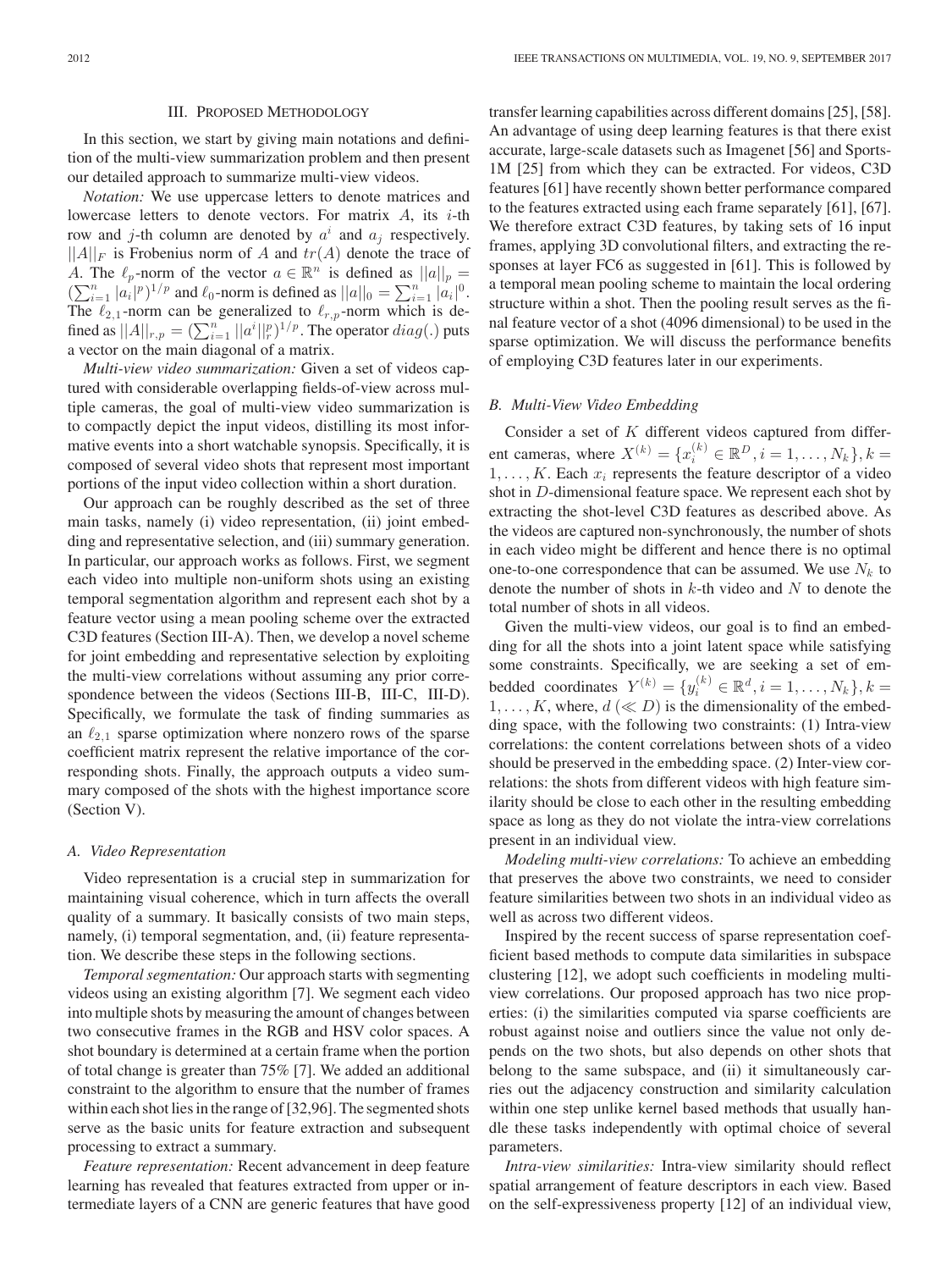## III. Proposed Methodology

In this section, we start by giving main notations and definition of the multi-view summarization problem and then present our detailed approach to summarize multi-view videos.

*Notation:* We use uppercase letters to denote matrices and lowercase letters to denote vectors. For matrix $A$, its $i$-th row and $j$-th column are denoted by $a^i$ and $a_j$ respectively. $||A||_F$ is Frobenius norm of $A$ and $tr(A)$ denote the trace of $A$. The $\ell_p$-norm of the vector $a \in \mathbb{R}^n$ is defined as $||a||_p = (\sum_{i=1}^n |a_i|^p)^{1/p}$ and $\ell_0$-norm is defined as $||a||_0 = \sum_{i=1}^n |a_i|^0$. The $\ell_{2,1}$-norm can be generalized to $\ell_{r,p}$-norm which is defined as $||A||_{r,p} = (\sum_{i=1}^n ||a^i||_r^p)^{1/p}$. The operator $diag(.)$ puts a vector on the main diagonal of a matrix.

*Multi-view video summarization:* Given a set of videos captured with considerable overlapping fields-of-view across multiple cameras, the goal of multi-view video summarization is to compactly depict the input videos, distilling its most informative events into a short watchable synopsis. Specifically, it is composed of several video shots that represent most important portions of the input video collection within a short duration.

Our approach can be roughly described as the set of three main tasks, namely (i) video representation, (ii) joint embedding and representative selection, and (iii) summary generation. In particular, our approach works as follows. First, we segment each video into multiple non-uniform shots using an existing temporal segmentation algorithm and represent each shot by a feature vector using a mean pooling scheme over the extracted C3D features (Section III-A). Then, we develop a novel scheme for joint embedding and representative selection by exploiting the multi-view correlations without assuming any prior correspondence between the videos (Sections III-B, III-C, III-D). Specifically, we formulate the task of finding summaries as an $\ell_{2,1}$ sparse optimization where nonzero rows of the sparse coefficient matrix represent the relative importance of the corresponding shots. Finally, the approach outputs a video summary composed of the shots with the highest importance score (Section V).

### A. Video Representation

Video representation is a crucial step in summarization for maintaining visual coherence, which in turn affects the overall quality of a summary. It basically consists of two main steps, namely, (i) temporal segmentation, and, (ii) feature representation. We describe these steps in the following sections.

*Temporal segmentation:* Our approach starts with segmenting videos using an existing algorithm [7]. We segment each video into multiple shots by measuring the amount of changes between two consecutive frames in the RGB and HSV color spaces. A shot boundary is determined at a certain frame when the portion of total change is greater than 75% [7]. We added an additional constraint to the algorithm to ensure that the number of frames within each shot lies in the range of [32,96]. The segmented shots serve as the basic units for feature extraction and subsequent processing to extract a summary.

*Feature representation:* Recent advancement in deep feature learning has revealed that features extracted from upper or intermediate layers of a CNN are generic features that have good transfer learning capabilities across different domains [25], [58]. An advantage of using deep learning features is that there exist accurate, large-scale datasets such as Imagenet [56] and Sports-1M [25] from which they can be extracted. For videos, C3D features [61] have recently shown better performance compared to the features extracted using each frame separately [61], [67]. We therefore extract C3D features, by taking sets of 16 input frames, applying 3D convolutional filters, and extracting the responses at layer FC6 as suggested in [61]. This is followed by a temporal mean pooling scheme to maintain the local ordering structure within a shot. Then the pooling result serves as the final feature vector of a shot (4096 dimensional) to be used in the sparse optimization. We will discuss the performance benefits of employing C3D features later in our experiments.

### B. Multi-View Video Embedding

Consider a set of $K$ different videos captured from different cameras, where $X^{(k)} = \{x_i^{(k)} \in \mathbb{R}^D, i = 1, \ldots, N_k\}, k = 1, \ldots, K$. Each $x_i$ represents the feature descriptor of a video shot in $D$-dimensional feature space. We represent each shot by extracting the shot-level C3D features as described above. As the videos are captured non-synchronously, the number of shots in each video might be different and hence there is no optimal one-to-one correspondence that can be assumed. We use $N_k$ to denote the number of shots in $k$-th video and $N$ to denote the total number of shots in all videos.

Given the multi-view videos, our goal is to find an embedding for all the shots into a joint latent space while satisfying some constraints. Specifically, we are seeking a set of embedded coordinates $Y^{(k)} = \{y_i^{(k)} \in \mathbb{R}^d, i = 1, \ldots, N_k\}, k = 1, \ldots, K$, where, $d$ ($\ll D$) is the dimensionality of the embedding space, with the following two constraints: (1) Intra-view correlations: the content correlations between shots of a video should be preserved in the embedding space. (2) Inter-view correlations: the shots from different videos with high feature similarity should be close to each other in the resulting embedding space as long as they do not violate the intra-view correlations present in an individual view.

*Modeling multi-view correlations:* To achieve an embedding that preserves the above two constraints, we need to consider feature similarities between two shots in an individual video as well as across two different videos.

Inspired by the recent success of sparse representation coefficient based methods to compute data similarities in subspace clustering [12], we adopt such coefficients in modeling multi-view correlations. Our proposed approach has two nice properties: (i) the similarities computed via sparse coefficients are robust against noise and outliers since the value not only depends on the two shots, but also depends on other shots that belong to the same subspace, and (ii) it simultaneously carries out the adjacency construction and similarity calculation within one step unlike kernel based methods that usually handle these tasks independently with optimal choice of several parameters.

*Intra-view similarities:* Intra-view similarity should reflect spatial arrangement of feature descriptors in each view. Based on the self-expressiveness property [12] of an individual view,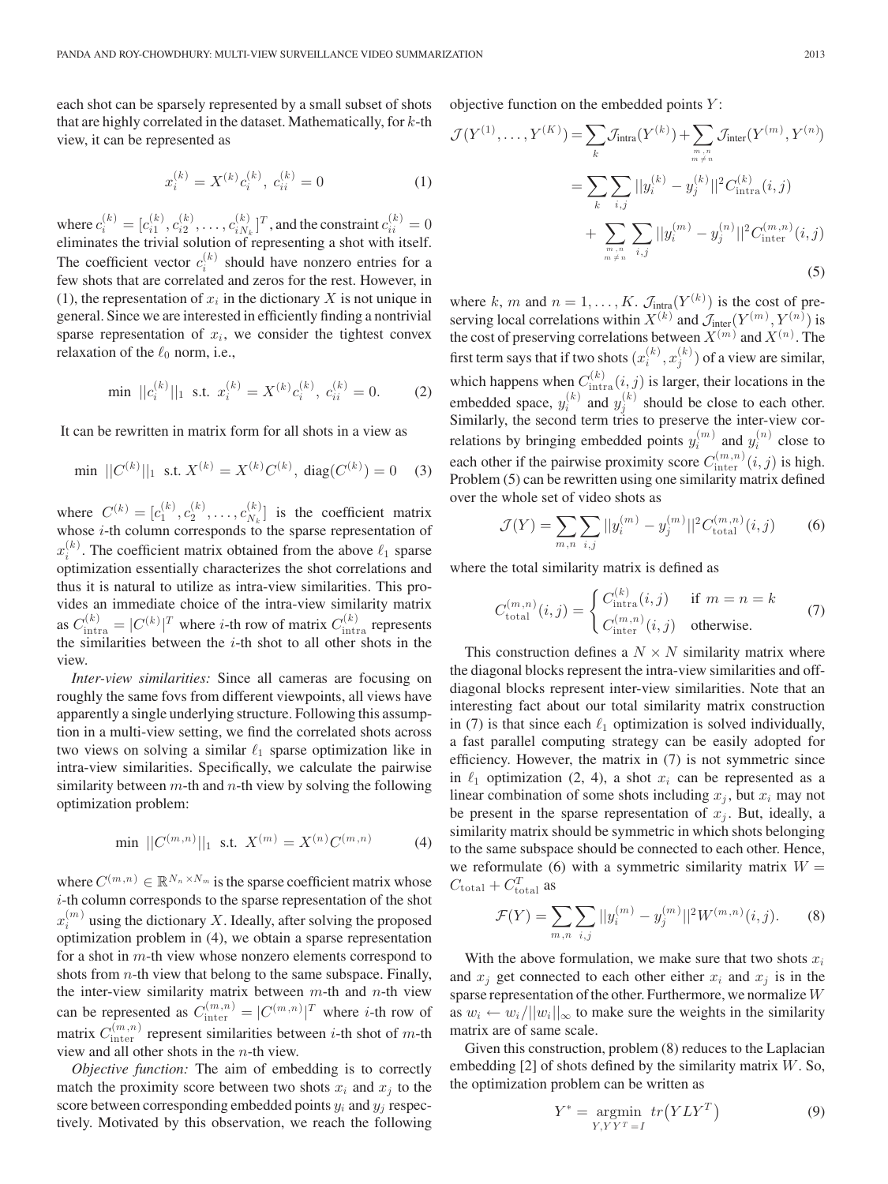each shot can be sparsely represented by a small subset of shots that are highly correlated in the dataset. Mathematically, for $k$-th view, it can be represented as

$$x_i^{(k)} = X^{(k)} c_i^{(k)},\ c_{ii}^{(k)} = 0 \tag{1}$$

where $c_i^{(k)} = [c_{i1}^{(k)}, c_{i2}^{(k)}, \ldots, c_{iN_k}^{(k)}]^T$, and the constraint $c_{ii}^{(k)} = 0$ eliminates the trivial solution of representing a shot with itself. The coefficient vector $c_i^{(k)}$ should have nonzero entries for a few shots that are correlated and zeros for the rest. However, in (1), the representation of $x_i$ in the dictionary $X$ is not unique in general. Since we are interested in efficiently finding a nontrivial sparse representation of $x_i$, we consider the tightest convex relaxation of the $\ell_0$ norm, i.e.,

$$\min\ ||c_i^{(k)}||_1\ \text{ s.t. } x_i^{(k)} = X^{(k)} c_i^{(k)},\ c_{ii}^{(k)} = 0. \tag{2}$$

It can be rewritten in matrix form for all shots in a view as

$$\min\ ||C^{(k)}||_1\ \text{ s.t. } X^{(k)} = X^{(k)} C^{(k)},\ \text{diag}(C^{(k)}) = 0 \tag{3}$$

where $C^{(k)} = [c_1^{(k)}, c_2^{(k)}, \ldots, c_{N_k}^{(k)}]$ is the coefficient matrix whose $i$-th column corresponds to the sparse representation of $x_i^{(k)}$. The coefficient matrix obtained from the above $\ell_1$ sparse optimization essentially characterizes the shot correlations and thus it is natural to utilize as intra-view similarities. This provides an immediate choice of the intra-view similarity matrix as $C_{\text{intra}}^{(k)} = |C^{(k)}|^T$ where $i$-th row of matrix $C_{\text{intra}}^{(k)}$ represents the similarities between the $i$-th shot to all other shots in the view.

*Inter-view similarities:* Since all cameras are focusing on roughly the same fovs from different viewpoints, all views have apparently a single underlying structure. Following this assumption in a multi-view setting, we find the correlated shots across two views on solving a similar $\ell_1$ sparse optimization like in intra-view similarities. Specifically, we calculate the pairwise similarity between $m$-th and $n$-th view by solving the following optimization problem:

$$\min\ ||C^{(m,n)}||_1\ \text{ s.t. } X^{(m)} = X^{(n)} C^{(m,n)} \tag{4}$$

where $C^{(m,n)} \in \mathbb{R}^{N_n \times N_m}$ is the sparse coefficient matrix whose $i$-th column corresponds to the sparse representation of the shot $x_i^{(m)}$ using the dictionary $X$. Ideally, after solving the proposed optimization problem in (4), we obtain a sparse representation for a shot in $m$-th view whose nonzero elements correspond to shots from $n$-th view that belong to the same subspace. Finally, the inter-view similarity matrix between $m$-th and $n$-th view can be represented as $C_{\text{inter}}^{(m,n)} = |C^{(m,n)}|^T$ where $i$-th row of matrix $C_{\text{inter}}^{(m,n)}$ represent similarities between $i$-th shot of $m$-th view and all other shots in the $n$-th view.

*Objective function:* The aim of embedding is to correctly match the proximity score between two shots $x_i$ and $x_j$ to the score between corresponding embedded points $y_i$ and $y_j$ respectively. Motivated by this observation, we reach the following objective function on the embedded points $Y$:

$$\begin{aligned}
\mathcal{J}(Y^{(1)}, \ldots, Y^{(K)}) &= \sum_k \mathcal{J}_{\text{intra}}(Y^{(k)}) + \sum_{\substack{m,n \\ m \neq n}} \mathcal{J}_{\text{inter}}(Y^{(m)}, Y^{(n)}) \\
&= \sum_k \sum_{i,j} ||y_i^{(k)} - y_j^{(k)}||^2 C_{\text{intra}}^{(k)}(i,j) \\
&\quad + \sum_{\substack{m,n \\ m \neq n}} \sum_{i,j} ||y_i^{(m)} - y_j^{(n)}||^2 C_{\text{inter}}^{(m,n)}(i,j)
\end{aligned} \tag{5}$$

where $k$, $m$ and $n = 1, \ldots, K$. $\mathcal{J}_{\text{intra}}(Y^{(k)})$ is the cost of preserving local correlations within $X^{(k)}$ and $\mathcal{J}_{\text{inter}}(Y^{(m)}, Y^{(n)})$ is the cost of preserving correlations between $X^{(m)}$ and $X^{(n)}$. The first term says that if two shots $(x_i^{(k)}, x_j^{(k)})$ of a view are similar, which happens when $C_{\text{intra}}^{(k)}(i,j)$ is larger, their locations in the embedded space, $y_i^{(k)}$ and $y_j^{(k)}$ should be close to each other. Similarly, the second term tries to preserve the inter-view correlations by bringing embedded points $y_i^{(m)}$ and $y_i^{(n)}$ close to each other if the pairwise proximity score $C_{\text{inter}}^{(m,n)}(i,j)$ is high. Problem (5) can be rewritten using one similarity matrix defined over the whole set of video shots as

$$\mathcal{J}(Y) = \sum_{m,n} \sum_{i,j} ||y_i^{(m)} - y_j^{(m)}||^2 C_{\text{total}}^{(m,n)}(i,j) \tag{6}$$

where the total similarity matrix is defined as

$$C_{\text{total}}^{(m,n)}(i,j) = \begin{cases} C_{\text{intra}}^{(k)}(i,j) & \text{if } m = n = k \\ C_{\text{inter}}^{(m,n)}(i,j) & \text{otherwise.} \end{cases} \tag{7}$$

This construction defines a $N \times N$ similarity matrix where the diagonal blocks represent the intra-view similarities and off-diagonal blocks represent inter-view similarities. Note that an interesting fact about our total similarity matrix construction in (7) is that since each $\ell_1$ optimization is solved individually, a fast parallel computing strategy can be easily adopted for efficiency. However, the matrix in (7) is not symmetric since in $\ell_1$ optimization (2, 4), a shot $x_i$ can be represented as a linear combination of some shots including $x_j$, but $x_i$ may not be present in the sparse representation of $x_j$. But, ideally, a similarity matrix should be symmetric in which shots belonging to the same subspace should be connected to each other. Hence, we reformulate (6) with a symmetric similarity matrix $W = C_{\text{total}} + C_{\text{total}}^T$ as

$$\mathcal{F}(Y) = \sum_{m,n} \sum_{i,j} ||y_i^{(m)} - y_j^{(m)}||^2 W^{(m,n)}(i,j). \tag{8}$$

With the above formulation, we make sure that two shots $x_i$ and $x_j$ get connected to each other either $x_i$ and $x_j$ is in the sparse representation of the other. Furthermore, we normalize $W$ as $w_i \leftarrow w_i / ||w_i||_\infty$ to make sure the weights in the similarity matrix are of same scale.

Given this construction, problem (8) reduces to the Laplacian embedding [2] of shots defined by the similarity matrix $W$. So, the optimization problem can be written as

$$Y^* = \underset{Y, YY^T = I}{\operatorname{argmin}}\ tr\big(YLY^T\big) \tag{9}$$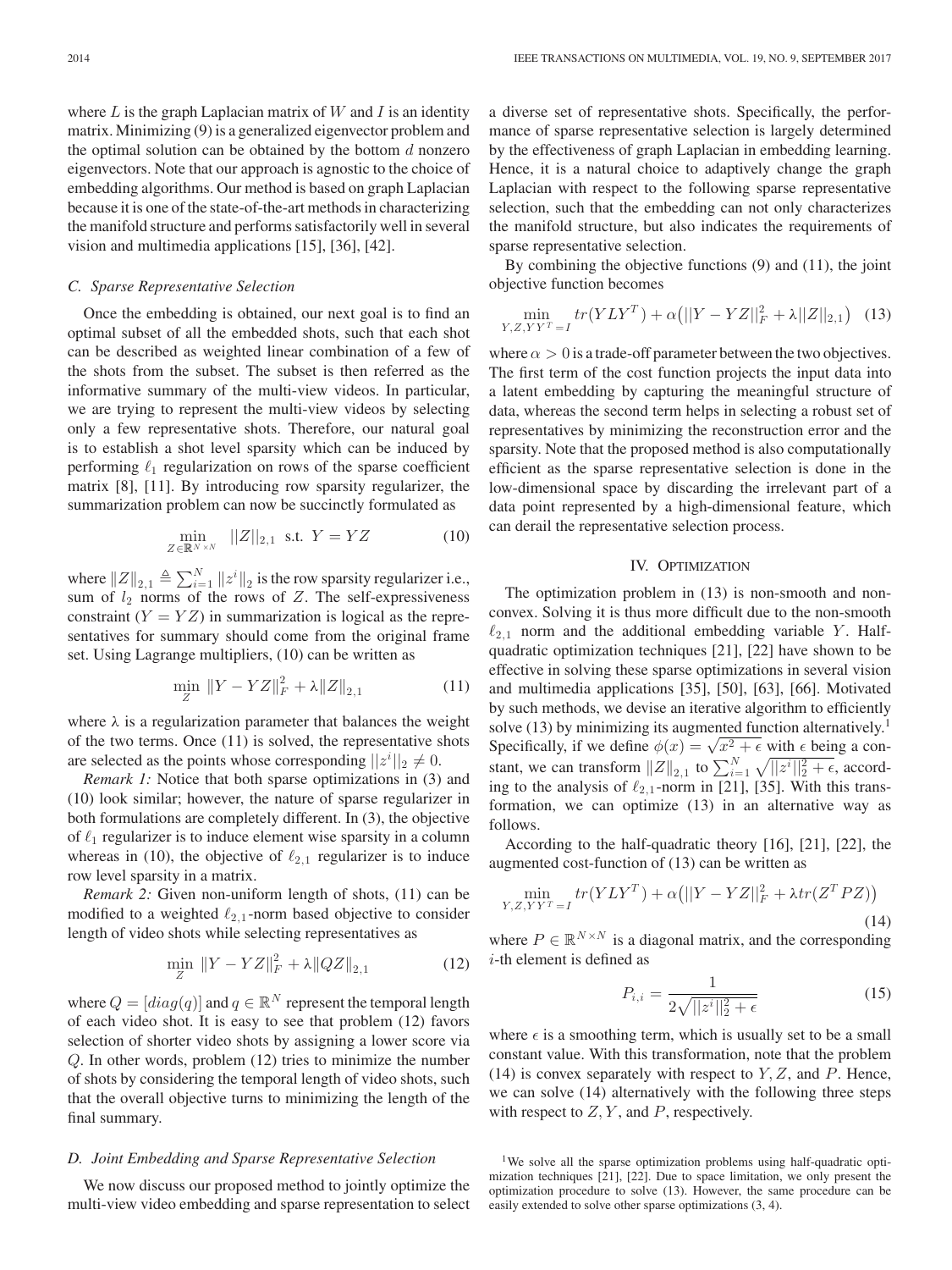where $L$ is the graph Laplacian matrix of $W$ and $I$ is an identity matrix. Minimizing (9) is a generalized eigenvector problem and the optimal solution can be obtained by the bottom $d$ nonzero eigenvectors. Note that our approach is agnostic to the choice of embedding algorithms. Our method is based on graph Laplacian because it is one of the state-of-the-art methods in characterizing the manifold structure and performs satisfactorily well in several vision and multimedia applications [15], [36], [42].

### C. Sparse Representative Selection

Once the embedding is obtained, our next goal is to find an optimal subset of all the embedded shots, such that each shot can be described as weighted linear combination of a few of the shots from the subset. The subset is then referred as the informative summary of the multi-view videos. In particular, we are trying to represent the multi-view videos by selecting only a few representative shots. Therefore, our natural goal is to establish a shot level sparsity which can be induced by performing $\ell_1$ regularization on rows of the sparse coefficient matrix [8], [11]. By introducing row sparsity regularizer, the summarization problem can now be succinctly formulated as

$$\min_{Z \in \mathbb{R}^{N \times N}} \ ||Z||_{2,1} \ \text{ s.t. } \ Y = YZ \tag{10}$$

where $\|Z\|_{2,1} \triangleq \sum_{i=1}^{N} \|z^i\|_2$ is the row sparsity regularizer i.e., sum of $l_2$ norms of the rows of $Z$. The self-expressiveness constraint ($Y = YZ$) in summarization is logical as the representatives for summary should come from the original frame set. Using Lagrange multipliers, (10) can be written as

$$\min_{Z} \ \|Y - YZ\|_F^2 + \lambda\|Z\|_{2,1} \tag{11}$$

where $\lambda$ is a regularization parameter that balances the weight of the two terms. Once (11) is solved, the representative shots are selected as the points whose corresponding $||z^i||_2 \neq 0$.

*Remark 1:* Notice that both sparse optimizations in (3) and (10) look similar; however, the nature of sparse regularizer in both formulations are completely different. In (3), the objective of $\ell_1$ regularizer is to induce element wise sparsity in a column whereas in (10), the objective of $\ell_{2,1}$ regularizer is to induce row level sparsity in a matrix.

*Remark 2:* Given non-uniform length of shots, (11) can be modified to a weighted $\ell_{2,1}$-norm based objective to consider length of video shots while selecting representatives as

$$\min_{Z} \ \|Y - YZ\|_F^2 + \lambda\|QZ\|_{2,1} \tag{12}$$

where $Q = [diag(q)]$ and $q \in \mathbb{R}^N$ represent the temporal length of each video shot. It is easy to see that problem (12) favors selection of shorter video shots by assigning a lower score via $Q$. In other words, problem (12) tries to minimize the number of shots by considering the temporal length of video shots, such that the overall objective turns to minimizing the length of the final summary.

### D. Joint Embedding and Sparse Representative Selection

We now discuss our proposed method to jointly optimize the multi-view video embedding and sparse representation to select a diverse set of representative shots. Specifically, the performance of sparse representative selection is largely determined by the effectiveness of graph Laplacian in embedding learning. Hence, it is a natural choice to adaptively change the graph Laplacian with respect to the following sparse representative selection, such that the embedding can not only characterizes the manifold structure, but also indicates the requirements of sparse representative selection.

By combining the objective functions (9) and (11), the joint objective function becomes

$$\min_{Y,Z,YY^T=I} tr(YLY^T) + \alpha\big(||Y - YZ||_F^2 + \lambda||Z||_{2,1}\big) \tag{13}$$

where $\alpha > 0$ is a trade-off parameter between the two objectives. The first term of the cost function projects the input data into a latent embedding by capturing the meaningful structure of data, whereas the second term helps in selecting a robust set of representatives by minimizing the reconstruction error and the sparsity. Note that the proposed method is also computationally efficient as the sparse representative selection is done in the low-dimensional space by discarding the irrelevant part of a data point represented by a high-dimensional feature, which can derail the representative selection process.

## IV. Optimization

The optimization problem in (13) is non-smooth and non-convex. Solving it is thus more difficult due to the non-smooth $\ell_{2,1}$ norm and the additional embedding variable $Y$. Half-quadratic optimization techniques [21], [22] have shown to be effective in solving these sparse optimizations in several vision and multimedia applications [35], [50], [63], [66]. Motivated by such methods, we devise an iterative algorithm to efficiently solve (13) by minimizing its augmented function alternatively.[1] Specifically, if we define $\phi(x) = \sqrt{x^2 + \epsilon}$ with $\epsilon$ being a constant, we can transform $\|Z\|_{2,1}$ to $\sum_{i=1}^{N} \sqrt{||z^i||_2^2 + \epsilon}$, according to the analysis of $\ell_{2,1}$-norm in [21], [35]. With this transformation, we can optimize (13) in an alternative way as follows.

According to the half-quadratic theory [16], [21], [22], the augmented cost-function of (13) can be written as

$$\min_{Y,Z,YY^T=I} tr(YLY^T) + \alpha\big(||Y - YZ||_F^2 + \lambda tr(Z^T PZ)\big) \tag{14}$$

where $P \in \mathbb{R}^{N \times N}$ is a diagonal matrix, and the corresponding $i$-th element is defined as

$$P_{i,i} = \frac{1}{2\sqrt{||z^i||_2^2 + \epsilon}} \tag{15}$$

where $\epsilon$ is a smoothing term, which is usually set to be a small constant value. With this transformation, note that the problem (14) is convex separately with respect to $Y, Z$, and $P$. Hence, we can solve (14) alternatively with the following three steps with respect to $Z, Y$, and $P$, respectively.

[1] We solve all the sparse optimization problems using half-quadratic optimization techniques [21], [22]. Due to space limitation, we only present the optimization procedure to solve (13). However, the same procedure can be easily extended to solve other sparse optimizations (3, 4).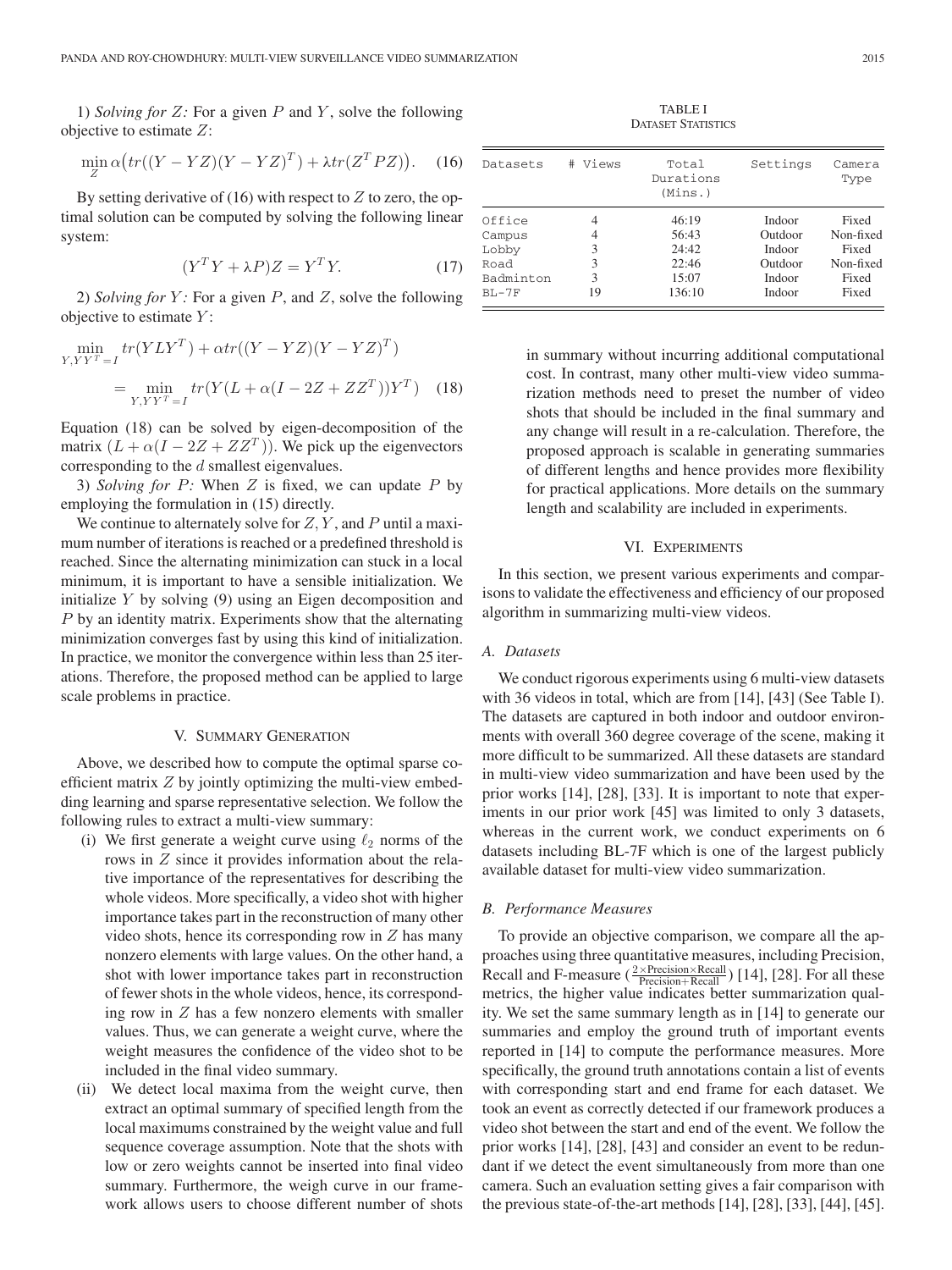1) *Solving for $Z$:* For a given $P$ and $Y$, solve the following objective to estimate $Z$:

$$\min_{Z} \alpha\big(tr((Y - YZ)(Y - YZ)^T) + \lambda tr(Z^T PZ)\big). \quad (16)$$

By setting derivative of (16) with respect to $Z$ to zero, the optimal solution can be computed by solving the following linear system:

$$(Y^T Y + \lambda P)Z = Y^T Y. \quad (17)$$

2) *Solving for $Y$:* For a given $P$, and $Z$, solve the following objective to estimate $Y$:

$$\min_{Y, YY^T = I} tr(YLY^T) + \alpha tr((Y - YZ)(Y - YZ)^T)$$
$$= \min_{Y, YY^T = I} tr(Y(L + \alpha(I - 2Z + ZZ^T))Y^T) \quad (18)$$

Equation (18) can be solved by eigen-decomposition of the matrix $(L + \alpha(I - 2Z + ZZ^T))$. We pick up the eigenvectors corresponding to the $d$ smallest eigenvalues.

3) *Solving for $P$:* When $Z$ is fixed, we can update $P$ by employing the formulation in (15) directly.

We continue to alternately solve for $Z, Y$, and $P$ until a maximum number of iterations is reached or a predefined threshold is reached. Since the alternating minimization can stuck in a local minimum, it is important to have a sensible initialization. We initialize $Y$ by solving (9) using an Eigen decomposition and $P$ by an identity matrix. Experiments show that the alternating minimization converges fast by using this kind of initialization. In practice, we monitor the convergence within less than 25 iterations. Therefore, the proposed method can be applied to large scale problems in practice.

## V. Summary Generation

Above, we described how to compute the optimal sparse coefficient matrix $Z$ by jointly optimizing the multi-view embedding learning and sparse representative selection. We follow the following rules to extract a multi-view summary:

(i) We first generate a weight curve using $\ell_2$ norms of the rows in $Z$ since it provides information about the relative importance of the representatives for describing the whole videos. More specifically, a video shot with higher importance takes part in the reconstruction of many other video shots, hence its corresponding row in $Z$ has many nonzero elements with large values. On the other hand, a shot with lower importance takes part in reconstruction of fewer shots in the whole videos, hence, its corresponding row in $Z$ has a few nonzero elements with smaller values. Thus, we can generate a weight curve, where the weight measures the confidence of the video shot to be included in the final video summary.

(ii) We detect local maxima from the weight curve, then extract an optimal summary of specified length from the local maximums constrained by the weight value and full sequence coverage assumption. Note that the shots with low or zero weights cannot be inserted into final video summary. Furthermore, the weigh curve in our framework allows users to choose different number of shots in summary without incurring additional computational cost. In contrast, many other multi-view video summarization methods need to preset the number of video shots that should be included in the final summary and any change will result in a re-calculation. Therefore, the proposed approach is scalable in generating summaries of different lengths and hence provides more flexibility for practical applications. More details on the summary length and scalability are included in experiments.

TABLE I
Dataset Statistics

| Datasets | # Views | Total Durations (Mins.) | Settings | Camera Type |
|---|---|---|---|---|
| Office | 4 | 46:19 | Indoor | Fixed |
| Campus | 4 | 56:43 | Outdoor | Non-fixed |
| Lobby | 3 | 24:42 | Indoor | Fixed |
| Road | 3 | 22:46 | Outdoor | Non-fixed |
| Badminton | 3 | 15:07 | Indoor | Fixed |
| BL-7F | 19 | 136:10 | Indoor | Fixed |

## VI. Experiments

In this section, we present various experiments and comparisons to validate the effectiveness and efficiency of our proposed algorithm in summarizing multi-view videos.

### A. Datasets

We conduct rigorous experiments using 6 multi-view datasets with 36 videos in total, which are from [14], [43] (See Table I). The datasets are captured in both indoor and outdoor environments with overall 360 degree coverage of the scene, making it more difficult to be summarized. All these datasets are standard in multi-view video summarization and have been used by the prior works [14], [28], [33]. It is important to note that experiments in our prior work [45] was limited to only 3 datasets, whereas in the current work, we conduct experiments on 6 datasets including BL-7F which is one of the largest publicly available dataset for multi-view video summarization.

### B. Performance Measures

To provide an objective comparison, we compare all the approaches using three quantitative measures, including Precision, Recall and F-measure ($\frac{2\times \text{Precision} \times \text{Recall}}{\text{Precision}+\text{Recall}}$) [14], [28]. For all these metrics, the higher value indicates better summarization quality. We set the same summary length as in [14] to generate our summaries and employ the ground truth of important events reported in [14] to compute the performance measures. More specifically, the ground truth annotations contain a list of events with corresponding start and end frame for each dataset. We took an event as correctly detected if our framework produces a video shot between the start and end of the event. We follow the prior works [14], [28], [43] and consider an event to be redundant if we detect the event simultaneously from more than one camera. Such an evaluation setting gives a fair comparison with the previous state-of-the-art methods [14], [28], [33], [44], [45].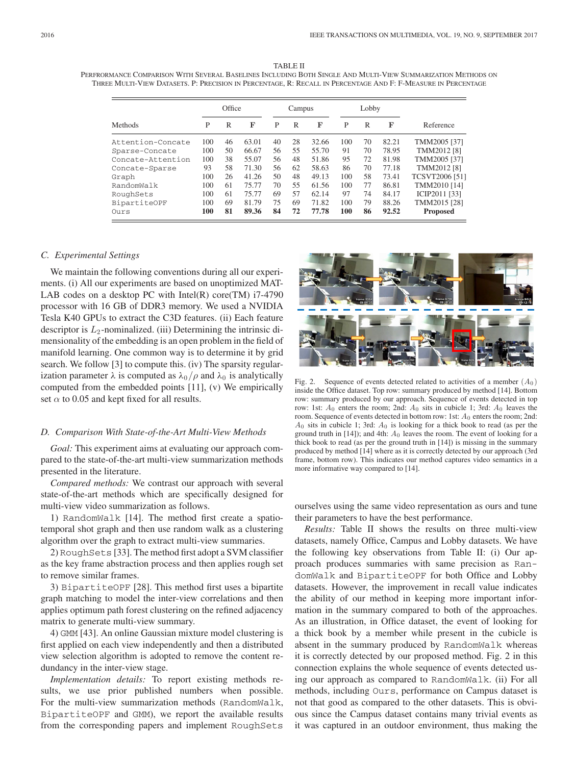TABLE II
PERFORMANCE COMPARISON WITH SEVERAL BASELINES INCLUDING BOTH SINGLE AND MULTI-VIEW SUMMARIZATION METHODS ON THREE MULTI-VIEW DATASETS. P: PRECISION IN PERCENTAGE, R: RECALL IN PERCENTAGE AND F: F-MEASURE IN PERCENTAGE

| Methods | Office | | | Campus | | | Lobby | | | Reference |
|---|---|---|---|---|---|---|---|---|---|---|
| | P | R | F | P | R | F | P | R | F | |
| Attention-Concate | 100 | 46 | 63.01 | 40 | 28 | 32.66 | 100 | 70 | 82.21 | TMM2005 [37] |
| Sparse-Concate | 100 | 50 | 66.67 | 56 | 55 | 55.70 | 91 | 70 | 78.95 | TMM2012 [8] |
| Concate-Attention | 100 | 38 | 55.07 | 56 | 48 | 51.86 | 95 | 72 | 81.98 | TMM2005 [37] |
| Concate-Sparse | 93 | 58 | 71.30 | 56 | 62 | 58.63 | 86 | 70 | 77.18 | TMM2012 [8] |
| Graph | 100 | 26 | 41.26 | 50 | 48 | 49.13 | 100 | 58 | 73.41 | TCSVT2006 [51] |
| RandomWalk | 100 | 61 | 75.77 | 70 | 55 | 61.56 | 100 | 77 | 86.81 | TMM2010 [14] |
| RoughSets | 100 | 61 | 75.77 | 69 | 57 | 62.14 | 97 | 74 | 84.17 | ICIP2011 [33] |
| BipartiteOPF | 100 | 69 | 81.79 | 75 | 69 | 71.82 | 100 | 79 | 88.26 | TMM2015 [28] |
| Ours | **100** | **81** | **89.36** | **84** | **72** | **77.78** | **100** | **86** | **92.52** | **Proposed** |

### C. Experimental Settings

We maintain the following conventions during all our experiments. (i) All our experiments are based on unoptimized MATLAB codes on a desktop PC with Intel(R) core(TM) i7-4790 processor with 16 GB of DDR3 memory. We used a NVIDIA Tesla K40 GPUs to extract the C3D features. (ii) Each feature descriptor is $L_2$-nominalized. (iii) Determining the intrinsic dimensionality of the embedding is an open problem in the field of manifold learning. One common way is to determine it by grid search. We follow [3] to compute this. (iv) The sparsity regularization parameter $\lambda$ is computed as $\lambda_0/\rho$ and $\lambda_0$ is analytically computed from the embedded points [11], (v) We empirically set $\alpha$ to 0.05 and kept fixed for all results.

### D. Comparison With State-of-the-Art Multi-View Methods

*Goal:* This experiment aims at evaluating our approach compared to the state-of-the-art multi-view summarization methods presented in the literature.

*Compared methods:* We contrast our approach with several state-of-the-art methods which are specifically designed for multi-view video summarization as follows.

1) RandomWalk [14]. The method first create a spatio-temporal shot graph and then use random walk as a clustering algorithm over the graph to extract multi-view summaries.

2) RoughSets [33]. The method first adopt a SVM classifier as the key frame abstraction process and then applies rough set to remove similar frames.

3) BipartiteOPF [28]. This method first uses a bipartite graph matching to model the inter-view correlations and then applies optimum path forest clustering on the refined adjacency matrix to generate multi-view summary.

4) GMM [43]. An online Gaussian mixture model clustering is first applied on each view independently and then a distributed view selection algorithm is adopted to remove the content redundancy in the inter-view stage.

*Implementation details:* To report existing methods results, we use prior published numbers when possible. For the multi-view summarization methods (RandomWalk, BipartiteOPF and GMM), we report the available results from the corresponding papers and implement RoughSets ourselves using the same video representation as ours and tune their parameters to have the best performance.

Fig. 2. Sequence of events detected related to activities of a member ($A_0$) inside the Office dataset. Top row: summary produced by method [14]. Bottom row: summary produced by our approach. Sequence of events detected in top row: 1st: $A_0$ enters the room; 2nd: $A_0$ sits in cubicle 1; 3rd: $A_0$ leaves the room. Sequence of events detected in bottom row: 1st: $A_0$ enters the room; 2nd: $A_0$ sits in cubicle 1; 3rd: $A_0$ is looking for a thick book to read (as per the ground truth in [14]); and 4th: $A_0$ leaves the room. The event of looking for a thick book to read (as per the ground truth in [14]) is missing in the summary produced by method [14] where as it is correctly detected by our approach (3rd frame, bottom row). This indicates our method captures video semantics in a more informative way compared to [14].

*Results:* Table II shows the results on three multi-view datasets, namely Office, Campus and Lobby datasets. We have the following key observations from Table II: (i) Our approach produces summaries with same precision as RandomWalk and BipartiteOPF for both Office and Lobby datasets. However, the improvement in recall value indicates the ability of our method in keeping more important information in the summary compared to both of the approaches. As an illustration, in Office dataset, the event of looking for a thick book by a member while present in the cubicle is absent in the summary produced by RandomWalk whereas it is correctly detected by our proposed method. Fig. 2 in this connection explains the whole sequence of events detected using our approach as compared to RandomWalk. (ii) For all methods, including Ours, performance on Campus dataset is not that good as compared to the other datasets. This is obvious since the Campus dataset contains many trivial events as it was captured in an outdoor environment, thus making the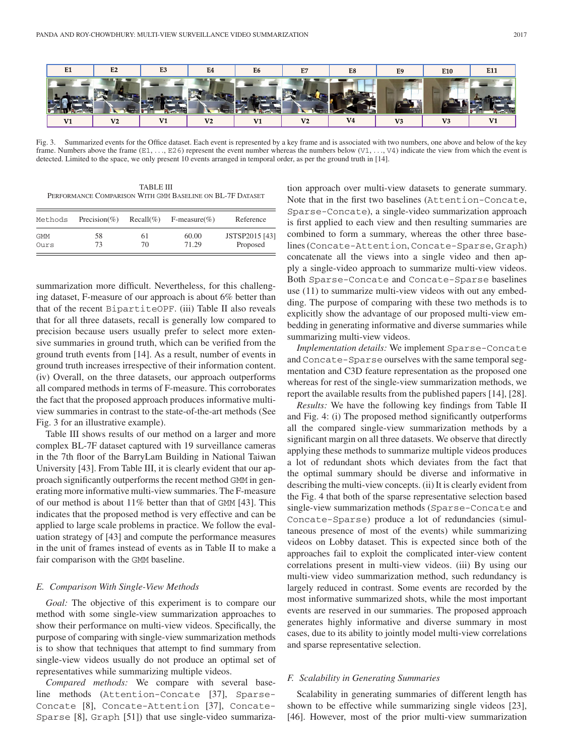| E1 | E2 | E3 | E4 | E6 | E7 | E8 | E9 | E10 | E11 |
|---|---|---|---|---|---|---|---|---|---|
| V1 | V2 | V1 | V2 | V1 | V2 | V4 | V3 | V3 | V1 |

Fig. 3. Summarized events for the Office dataset. Each event is represented by a key frame and is associated with two numbers, one above and below of the key frame. Numbers above the frame (E1, ..., E26) represent the event number whereas the numbers below (V1, ..., V4) indicate the view from which the event is detected. Limited to the space, we only present 10 events arranged in temporal order, as per the ground truth in [14].

TABLE III
PERFORMANCE COMPARISON WITH GMM BASELINE ON BL-7F DATASET

| Methods | Precision(%) | Recall(%) | F-measure(%) | Reference |
|---|---|---|---|---|
| GMM | 58 | 61 | 60.00 | JSTSP2015 [43] |
| Ours | 73 | 70 | 71.29 | Proposed |

summarization more difficult. Nevertheless, for this challenging dataset, F-measure of our approach is about 6% better than that of the recent BipartiteOPF. (iii) Table II also reveals that for all three datasets, recall is generally low compared to precision because users usually prefer to select more extensive summaries in ground truth, which can be verified from the ground truth events from [14]. As a result, number of events in ground truth increases irrespective of their information content. (iv) Overall, on the three datasets, our approach outperforms all compared methods in terms of F-measure. This corroborates the fact that the proposed approach produces informative multi-view summaries in contrast to the state-of-the-art methods (See Fig. 3 for an illustrative example).

Table III shows results of our method on a larger and more complex BL-7F dataset captured with 19 surveillance cameras in the 7th floor of the BarryLam Building in National Taiwan University [43]. From Table III, it is clearly evident that our approach significantly outperforms the recent method GMM in generating more informative multi-view summaries. The F-measure of our method is about 11% better than that of GMM [43]. This indicates that the proposed method is very effective and can be applied to large scale problems in practice. We follow the evaluation strategy of [43] and compute the performance measures in the unit of frames instead of events as in Table II to make a fair comparison with the GMM baseline.

### *E. Comparison With Single-View Methods*

*Goal:* The objective of this experiment is to compare our method with some single-view summarization approaches to show their performance on multi-view videos. Specifically, the purpose of comparing with single-view summarization methods is to show that techniques that attempt to find summary from single-view videos usually do not produce an optimal set of representatives while summarizing multiple videos.

*Compared methods:* We compare with several baseline methods (Attention-Concate [37], Sparse-Concate [8], Concate-Attention [37], Concate-Sparse [8], Graph [51]) that use single-video summarization approach over multi-view datasets to generate summary. Note that in the first two baselines (Attention-Concate, Sparse-Concate), a single-video summarization approach is first applied to each view and then resulting summaries are combined to form a summary, whereas the other three baselines (Concate-Attention, Concate-Sparse, Graph) concatenate all the views into a single video and then apply a single-video approach to summarize multi-view videos. Both Sparse-Concate and Concate-Sparse baselines use (11) to summarize multi-view videos with out any embedding. The purpose of comparing with these two methods is to explicitly show the advantage of our proposed multi-view embedding in generating informative and diverse summaries while summarizing multi-view videos.

*Implementation details:* We implement Sparse-Concate and Concate-Sparse ourselves with the same temporal segmentation and C3D feature representation as the proposed one whereas for rest of the single-view summarization methods, we report the available results from the published papers [14], [28].

*Results:* We have the following key findings from Table II and Fig. 4: (i) The proposed method significantly outperforms all the compared single-view summarization methods by a significant margin on all three datasets. We observe that directly applying these methods to summarize multiple videos produces a lot of redundant shots which deviates from the fact that the optimal summary should be diverse and informative in describing the multi-view concepts. (ii) It is clearly evident from the Fig. 4 that both of the sparse representative selection based single-view summarization methods (Sparse-Concate and Concate-Sparse) produce a lot of redundancies (simultaneous presence of most of the events) while summarizing videos on Lobby dataset. This is expected since both of the approaches fail to exploit the complicated inter-view content correlations present in multi-view videos. (iii) By using our multi-view video summarization method, such redundancy is largely reduced in contrast. Some events are recorded by the most informative summarized shots, while the most important events are reserved in our summaries. The proposed approach generates highly informative and diverse summary in most cases, due to its ability to jointly model multi-view correlations and sparse representative selection.

### *F. Scalability in Generating Summaries*

Scalability in generating summaries of different length has shown to be effective while summarizing single videos [23], [46]. However, most of the prior multi-view summarization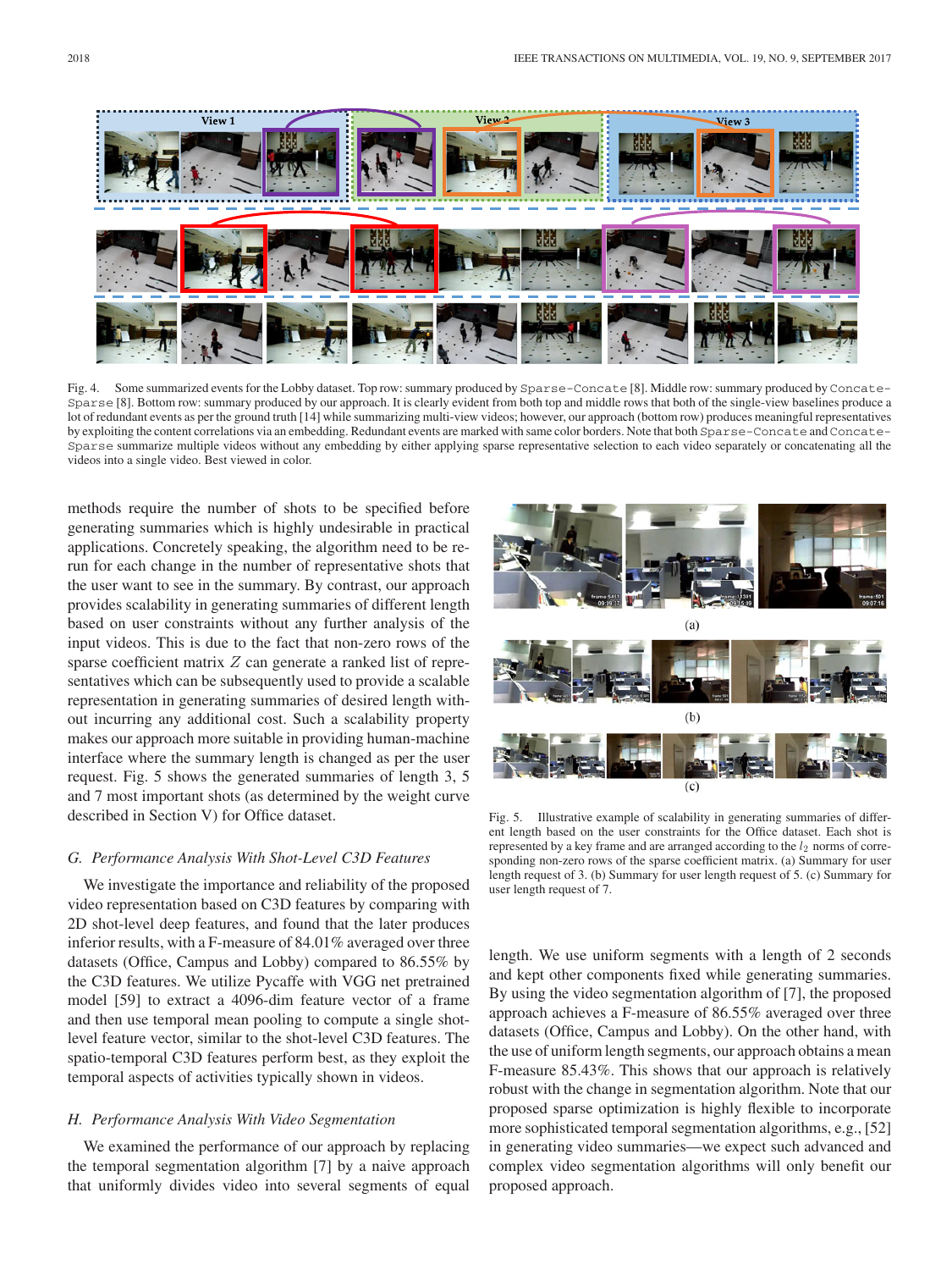Fig. 4. Some summarized events for the Lobby dataset. Top row: summary produced by `Sparse-Concate` [8]. Middle row: summary produced by `Concate-Sparse` [8]. Bottom row: summary produced by our approach. It is clearly evident from both top and middle rows that both of the single-view baselines produce a lot of redundant events as per the ground truth [14] while summarizing multi-view videos; however, our approach (bottom row) produces meaningful representatives by exploiting the content correlations via an embedding. Redundant events are marked with same color borders. Note that both `Sparse-Concate` and `Concate-Sparse` summarize multiple videos without any embedding by either applying sparse representative selection to each video separately or concatenating all the videos into a single video. Best viewed in color.

methods require the number of shots to be specified before generating summaries which is highly undesirable in practical applications. Concretely speaking, the algorithm need to be re-run for each change in the number of representative shots that the user want to see in the summary. By contrast, our approach provides scalability in generating summaries of different length based on user constraints without any further analysis of the input videos. This is due to the fact that non-zero rows of the sparse coefficient matrix $Z$ can generate a ranked list of representatives which can be subsequently used to provide a scalable representation in generating summaries of desired length without incurring any additional cost. Such a scalability property makes our approach more suitable in providing human-machine interface where the summary length is changed as per the user request. Fig. 5 shows the generated summaries of length 3, 5 and 7 most important shots (as determined by the weight curve described in Section V) for Office dataset.

Fig. 5. Illustrative example of scalability in generating summaries of different length based on the user constraints for the Office dataset. Each shot is represented by a key frame and are arranged according to the $l_2$ norms of corresponding non-zero rows of the sparse coefficient matrix. (a) Summary for user length request of 3. (b) Summary for user length request of 5. (c) Summary for user length request of 7.

### *G. Performance Analysis With Shot-Level C3D Features*

We investigate the importance and reliability of the proposed video representation based on C3D features by comparing with 2D shot-level deep features, and found that the later produces inferior results, with a F-measure of 84.01% averaged over three datasets (Office, Campus and Lobby) compared to 86.55% by the C3D features. We utilize Pycaffe with VGG net pretrained model [59] to extract a 4096-dim feature vector of a frame and then use temporal mean pooling to compute a single shot-level feature vector, similar to the shot-level C3D features. The spatio-temporal C3D features perform best, as they exploit the temporal aspects of activities typically shown in videos.

### *H. Performance Analysis With Video Segmentation*

We examined the performance of our approach by replacing the temporal segmentation algorithm [7] by a naive approach that uniformly divides video into several segments of equal length. We use uniform segments with a length of 2 seconds and kept other components fixed while generating summaries. By using the video segmentation algorithm of [7], the proposed approach achieves a F-measure of 86.55% averaged over three datasets (Office, Campus and Lobby). On the other hand, with the use of uniform length segments, our approach obtains a mean F-measure 85.43%. This shows that our approach is relatively robust with the change in segmentation algorithm. Note that our proposed sparse optimization is highly flexible to incorporate more sophisticated temporal segmentation algorithms, e.g., [52] in generating video summaries—we expect such advanced and complex video segmentation algorithms will only benefit our proposed approach.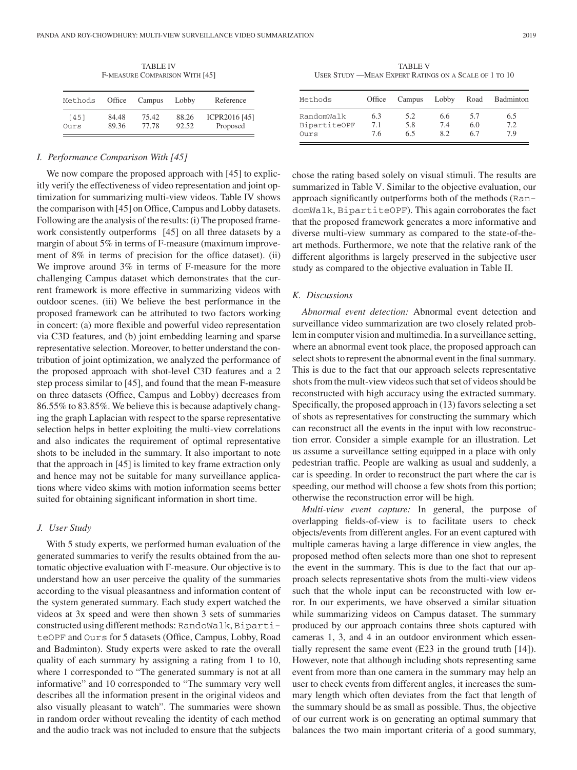TABLE IV
F-MEASURE COMPARISON WITH [45]

| Methods | Office | Campus | Lobby | Reference |
|---|---|---|---|---|
| [45] | 84.48 | 75.42 | 88.26 | ICPR2016 [45] |
| Ours | 89.36 | 77.78 | 92.52 | Proposed |

### *I. Performance Comparison With [45]*

We now compare the proposed approach with [45] to explicitly verify the effectiveness of video representation and joint optimization for summarizing multi-view videos. Table IV shows the comparison with [45] on Office, Campus and Lobby datasets. Following are the analysis of the results: (i) The proposed framework consistently outperforms [45] on all three datasets by a margin of about 5% in terms of F-measure (maximum improvement of 8% in terms of precision for the office dataset). (ii) We improve around 3% in terms of F-measure for the more challenging Campus dataset which demonstrates that the current framework is more effective in summarizing videos with outdoor scenes. (iii) We believe the best performance in the proposed framework can be attributed to two factors working in concert: (a) more flexible and powerful video representation via C3D features, and (b) joint embedding learning and sparse representative selection. Moreover, to better understand the contribution of joint optimization, we analyzed the performance of the proposed approach with shot-level C3D features and a 2 step process similar to [45], and found that the mean F-measure on three datasets (Office, Campus and Lobby) decreases from 86.55% to 83.85%. We believe this is because adaptively changing the graph Laplacian with respect to the sparse representative selection helps in better exploiting the multi-view correlations and also indicates the requirement of optimal representative shots to be included in the summary. It also important to note that the approach in [45] is limited to key frame extraction only and hence may not be suitable for many surveillance applications where video skims with motion information seems better suited for obtaining significant information in short time.

### *J. User Study*

With 5 study experts, we performed human evaluation of the generated summaries to verify the results obtained from the automatic objective evaluation with F-measure. Our objective is to understand how an user perceive the quality of the summaries according to the visual pleasantness and information content of the system generated summary. Each study expert watched the videos at 3x speed and were then shown 3 sets of summaries constructed using different methods: RandoWalk, BipartiteOPF and Ours for 5 datasets (Office, Campus, Lobby, Road and Badminton). Study experts were asked to rate the overall quality of each summary by assigning a rating from 1 to 10, where 1 corresponded to "The generated summary is not at all informative" and 10 corresponded to "The summary very well describes all the information present in the original videos and also visually pleasant to watch". The summaries were shown in random order without revealing the identity of each method and the audio track was not included to ensure that the subjects chose the rating based solely on visual stimuli. The results are summarized in Table V. Similar to the objective evaluation, our approach significantly outperforms both of the methods (RandomWalk, BipartiteOPF). This again corroborates the fact that the proposed framework generates a more informative and diverse multi-view summary as compared to the state-of-the-art methods. Furthermore, we note that the relative rank of the different algorithms is largely preserved in the subjective user study as compared to the objective evaluation in Table II.

TABLE V
USER STUDY —MEAN EXPERT RATINGS ON A SCALE OF 1 TO 10

| Methods | Office | Campus | Lobby | Road | Badminton |
|---|---|---|---|---|---|
| RandomWalk | 6.3 | 5.2 | 6.6 | 5.7 | 6.5 |
| BipartiteOPF | 7.1 | 5.8 | 7.4 | 6.0 | 7.2 |
| Ours | 7.6 | 6.5 | 8.2 | 6.7 | 7.9 |

### *K. Discussions*

*Abnormal event detection:* Abnormal event detection and surveillance video summarization are two closely related problem in computer vision and multimedia. In a surveillance setting, where an abnormal event took place, the proposed approach can select shots to represent the abnormal event in the final summary. This is due to the fact that our approach selects representative shots from the mult-view videos such that set of videos should be reconstructed with high accuracy using the extracted summary. Specifically, the proposed approach in (13) favors selecting a set of shots as representatives for constructing the summary which can reconstruct all the events in the input with low reconstruction error. Consider a simple example for an illustration. Let us assume a surveillance setting equipped in a place with only pedestrian traffic. People are walking as usual and suddenly, a car is speeding. In order to reconstruct the part where the car is speeding, our method will choose a few shots from this portion; otherwise the reconstruction error will be high.

*Multi-view event capture:* In general, the purpose of overlapping fields-of-view is to facilitate users to check objects/events from different angles. For an event captured with multiple cameras having a large difference in view angles, the proposed method often selects more than one shot to represent the event in the summary. This is due to the fact that our approach selects representative shots from the multi-view videos such that the whole input can be reconstructed with low error. In our experiments, we have observed a similar situation while summarizing videos on Campus dataset. The summary produced by our approach contains three shots captured with cameras 1, 3, and 4 in an outdoor environment which essentially represent the same event (E23 in the ground truth [14]). However, note that although including shots representing same event from more than one camera in the summary may help an user to check events from different angles, it increases the summary length which often deviates from the fact that length of the summary should be as small as possible. Thus, the objective of our current work is on generating an optimal summary that balances the two main important criteria of a good summary,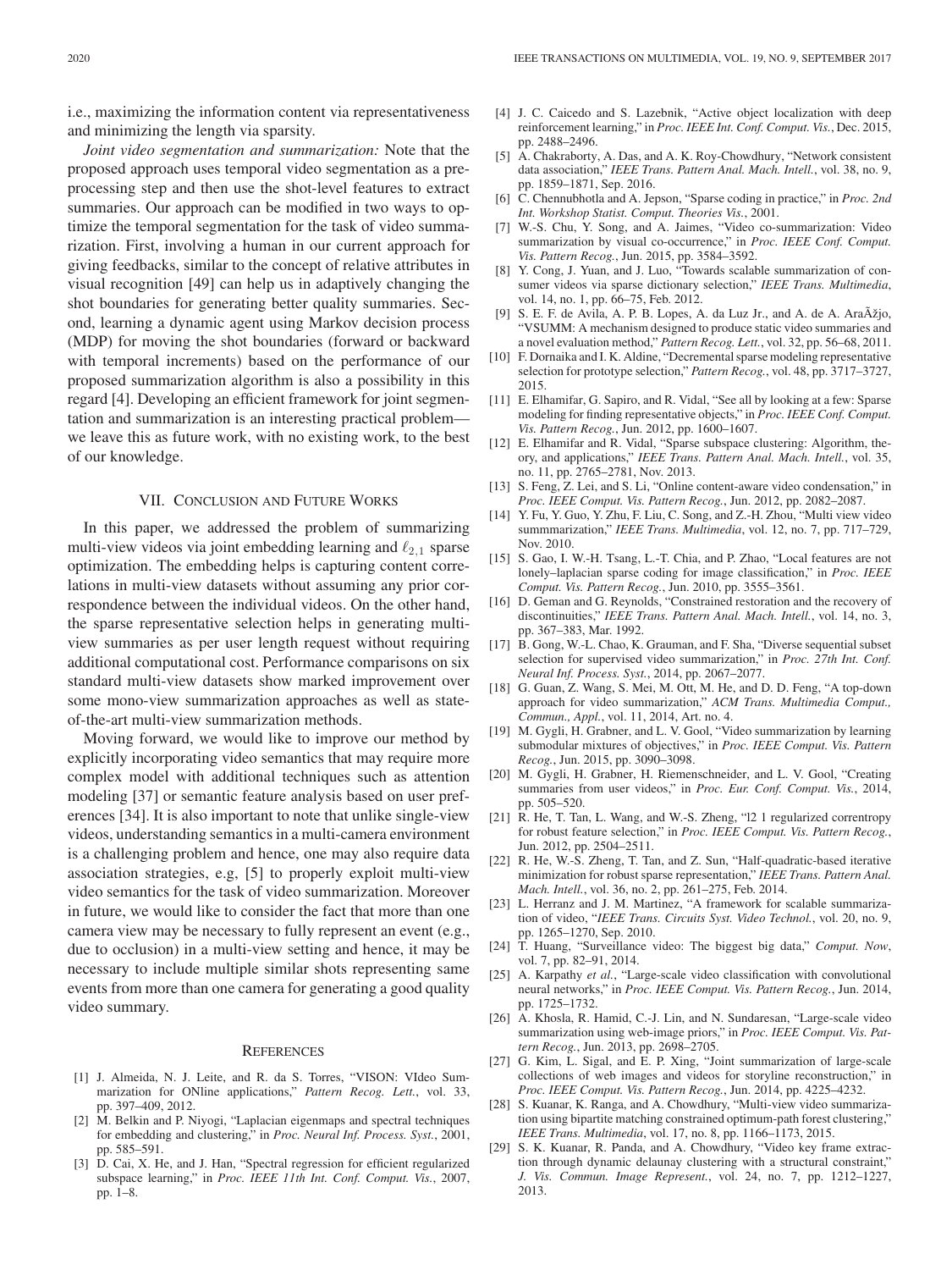i.e., maximizing the information content via representativeness and minimizing the length via sparsity.

*Joint video segmentation and summarization:* Note that the proposed approach uses temporal video segmentation as a preprocessing step and then use the shot-level features to extract summaries. Our approach can be modified in two ways to optimize the temporal segmentation for the task of video summarization. First, involving a human in our current approach for giving feedbacks, similar to the concept of relative attributes in visual recognition [49] can help us in adaptively changing the shot boundaries for generating better quality summaries. Second, learning a dynamic agent using Markov decision process (MDP) for moving the shot boundaries (forward or backward with temporal increments) based on the performance of our proposed summarization algorithm is also a possibility in this regard [4]. Developing an efficient framework for joint segmentation and summarization is an interesting practical problem—we leave this as future work, with no existing work, to the best of our knowledge.

## VII. Conclusion and Future Works

In this paper, we addressed the problem of summarizing multi-view videos via joint embedding learning and $\ell_{2,1}$ sparse optimization. The embedding helps is capturing content correlations in multi-view datasets without assuming any prior correspondence between the individual videos. On the other hand, the sparse representative selection helps in generating multi-view summaries as per user length request without requiring additional computational cost. Performance comparisons on six standard multi-view datasets show marked improvement over some mono-view summarization approaches as well as state-of-the-art multi-view summarization methods.

Moving forward, we would like to improve our method by explicitly incorporating video semantics that may require more complex model with additional techniques such as attention modeling [37] or semantic feature analysis based on user preferences [34]. It is also important to note that unlike single-view videos, understanding semantics in a multi-camera environment is a challenging problem and hence, one may also require data association strategies, e.g, [5] to properly exploit multi-view video semantics for the task of video summarization. Moreover in future, we would like to consider the fact that more than one camera view may be necessary to fully represent an event (e.g., due to occlusion) in a multi-view setting and hence, it may be necessary to include multiple similar shots representing same events from more than one camera for generating a good quality video summary.

## References

[1] J. Almeida, N. J. Leite, and R. da S. Torres, "VISON: VIdeo Summarization for ONline applications," *Pattern Recog. Lett.*, vol. 33, pp. 397–409, 2012.

[2] M. Belkin and P. Niyogi, "Laplacian eigenmaps and spectral techniques for embedding and clustering," in *Proc. Neural Inf. Process. Syst.*, 2001, pp. 585–591.

[3] D. Cai, X. He, and J. Han, "Spectral regression for efficient regularized subspace learning," in *Proc. IEEE 11th Int. Conf. Comput. Vis.*, 2007, pp. 1–8.

[4] J. C. Caicedo and S. Lazebnik, "Active object localization with deep reinforcement learning," in *Proc. IEEE Int. Conf. Comput. Vis.*, Dec. 2015, pp. 2488–2496.

[5] A. Chakraborty, A. Das, and A. K. Roy-Chowdhury, "Network consistent data association," *IEEE Trans. Pattern Anal. Mach. Intell.*, vol. 38, no. 9, pp. 1859–1871, Sep. 2016.

[6] C. Chennubhotla and A. Jepson, "Sparse coding in practice," in *Proc. 2nd Int. Workshop Statist. Comput. Theories Vis.*, 2001.

[7] W.-S. Chu, Y. Song, and A. Jaimes, "Video co-summarization: Video summarization by visual co-occurrence," in *Proc. IEEE Conf. Comput. Vis. Pattern Recog.*, Jun. 2015, pp. 3584–3592.

[8] Y. Cong, J. Yuan, and J. Luo, "Towards scalable summarization of consumer videos via sparse dictionary selection," *IEEE Trans. Multimedia*, vol. 14, no. 1, pp. 66–75, Feb. 2012.

[9] S. E. F. de Avila, A. P. B. Lopes, A. da Luz Jr., and A. de A. AraÃžjo, "VSUMM: A mechanism designed to produce static video summaries and a novel evaluation method," *Pattern Recog. Lett.*, vol. 32, pp. 56–68, 2011.

[10] F. Dornaika and I. K. Aldine, "Decremental sparse modeling representative selection for prototype selection," *Pattern Recog.*, vol. 48, pp. 3717–3727, 2015.

[11] E. Elhamifar, G. Sapiro, and R. Vidal, "See all by looking at a few: Sparse modeling for finding representative objects," in *Proc. IEEE Conf. Comput. Vis. Pattern Recog.*, Jun. 2012, pp. 1600–1607.

[12] E. Elhamifar and R. Vidal, "Sparse subspace clustering: Algorithm, theory, and applications," *IEEE Trans. Pattern Anal. Mach. Intell.*, vol. 35, no. 11, pp. 2765–2781, Nov. 2013.

[13] S. Feng, Z. Lei, and S. Li, "Online content-aware video condensation," in *Proc. IEEE Comput. Vis. Pattern Recog.*, Jun. 2012, pp. 2082–2087.

[14] Y. Fu, Y. Guo, Y. Zhu, F. Liu, C. Song, and Z.-H. Zhou, "Multi view video summmarization," *IEEE Trans. Multimedia*, vol. 12, no. 7, pp. 717–729, Nov. 2010.

[15] S. Gao, I. W.-H. Tsang, L.-T. Chia, and P. Zhao, "Local features are not lonely–laplacian sparse coding for image classification," in *Proc. IEEE Comput. Vis. Pattern Recog.*, Jun. 2010, pp. 3555–3561.

[16] D. Geman and G. Reynolds, "Constrained restoration and the recovery of discontinuities," *IEEE Trans. Pattern Anal. Mach. Intell.*, vol. 14, no. 3, pp. 367–383, Mar. 1992.

[17] B. Gong, W.-L. Chao, K. Grauman, and F. Sha, "Diverse sequential subset selection for supervised video summarization," in *Proc. 27th Int. Conf. Neural Inf. Process. Syst.*, 2014, pp. 2067–2077.

[18] G. Guan, Z. Wang, S. Mei, M. Ott, M. He, and D. D. Feng, "A top-down approach for video summarization," *ACM Trans. Multimedia Comput., Commun., Appl.*, vol. 11, 2014, Art. no. 4.

[19] M. Gygli, H. Grabner, and L. V. Gool, "Video summarization by learning submodular mixtures of objectives," in *Proc. IEEE Comput. Vis. Pattern Recog.*, Jun. 2015, pp. 3090–3098.

[20] M. Gygli, H. Grabner, H. Riemenschneider, and L. V. Gool, "Creating summaries from user videos," in *Proc. Eur. Conf. Comput. Vis.*, 2014, pp. 505–520.

[21] R. He, T. Tan, L. Wang, and W.-S. Zheng, "l2 1 regularized correntropy for robust feature selection," in *Proc. IEEE Comput. Vis. Pattern Recog.*, Jun. 2012, pp. 2504–2511.

[22] R. He, W.-S. Zheng, T. Tan, and Z. Sun, "Half-quadratic-based iterative minimization for robust sparse representation," *IEEE Trans. Pattern Anal. Mach. Intell.*, vol. 36, no. 2, pp. 261–275, Feb. 2014.

[23] L. Herranz and J. M. Martinez, "A framework for scalable summarization of video, "*IEEE Trans. Circuits Syst. Video Technol.*, vol. 20, no. 9, pp. 1265–1270, Sep. 2010.

[24] T. Huang, "Surveillance video: The biggest big data," *Comput. Now*, vol. 7, pp. 82–91, 2014.

[25] A. Karpathy *et al.*, "Large-scale video classification with convolutional neural networks," in *Proc. IEEE Comput. Vis. Pattern Recog.*, Jun. 2014, pp. 1725–1732.

[26] A. Khosla, R. Hamid, C.-J. Lin, and N. Sundaresan, "Large-scale video summarization using web-image priors," in *Proc. IEEE Comput. Vis. Pattern Recog.*, Jun. 2013, pp. 2698–2705.

[27] G. Kim, L. Sigal, and E. P. Xing, "Joint summarization of large-scale collections of web images and videos for storyline reconstruction," in *Proc. IEEE Comput. Vis. Pattern Recog.*, Jun. 2014, pp. 4225–4232.

[28] S. Kuanar, K. Ranga, and A. Chowdhury, "Multi-view video summarization using bipartite matching constrained optimum-path forest clustering," *IEEE Trans. Multimedia*, vol. 17, no. 8, pp. 1166–1173, 2015.

[29] S. K. Kuanar, R. Panda, and A. Chowdhury, "Video key frame extraction through dynamic delaunay clustering with a structural constraint," *J. Vis. Commun. Image Represent.*, vol. 24, no. 7, pp. 1212–1227, 2013.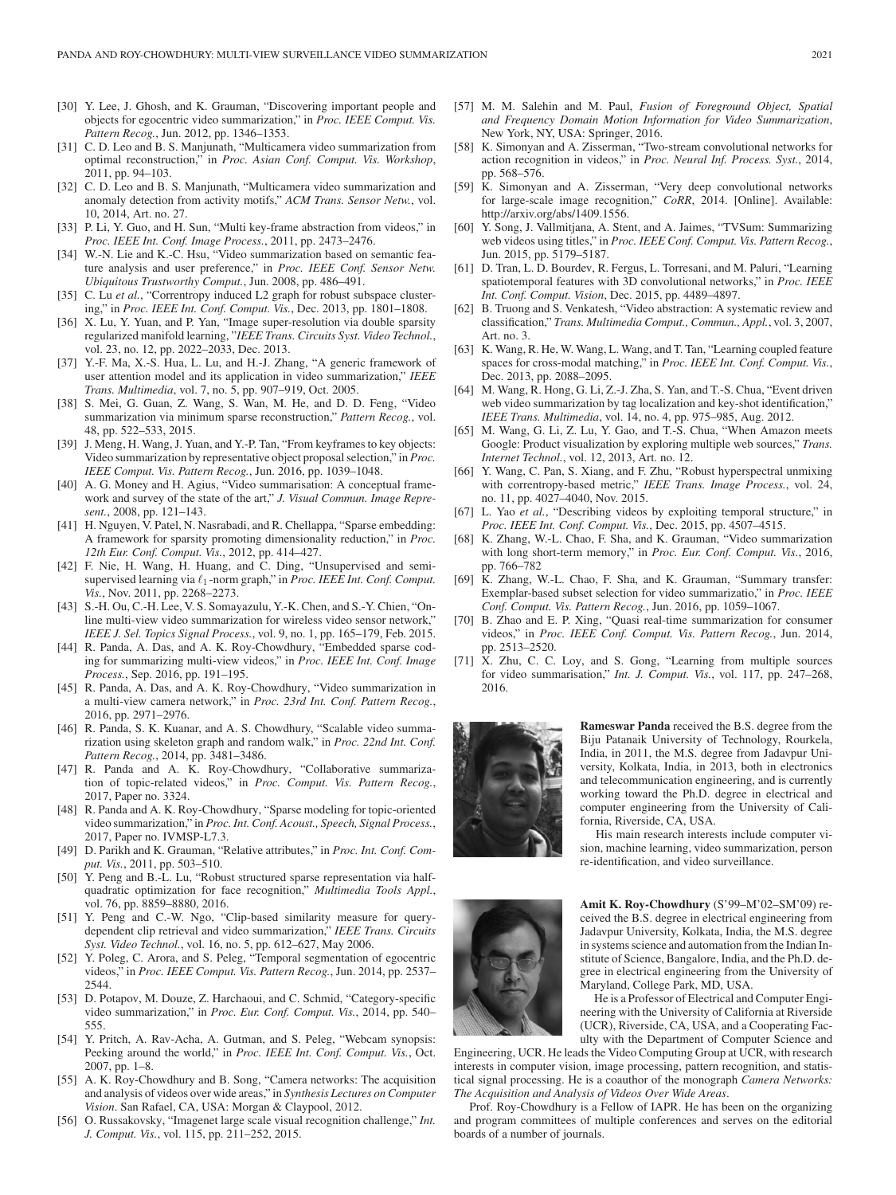[30] Y. Lee, J. Ghosh, and K. Grauman, "Discovering important people and objects for egocentric video summarization," in *Proc. IEEE Comput. Vis. Pattern Recog.*, Jun. 2012, pp. 1346–1353.

[31] C. D. Leo and B. S. Manjunath, "Multicamera video summarization from optimal reconstruction," in *Proc. Asian Conf. Comput. Vis. Workshop*, 2011, pp. 94–103.

[32] C. D. Leo and B. S. Manjunath, "Multicamera video summarization and anomaly detection from activity motifs," *ACM Trans. Sensor Netw.*, vol. 10, 2014, Art. no. 27.

[33] P. Li, Y. Guo, and H. Sun, "Multi key-frame abstraction from videos," in *Proc. IEEE Int. Conf. Image Process.*, 2011, pp. 2473–2476.

[34] W.-N. Lie and K.-C. Hsu, "Video summarization based on semantic feature analysis and user preference," in *Proc. IEEE Conf. Sensor Netw. Ubiquitous Trustworthy Comput.*, Jun. 2008, pp. 486–491.

[35] C. Lu *et al.*, "Correntropy induced L2 graph for robust subspace clustering," in *Proc. IEEE Int. Conf. Comput. Vis.*, Dec. 2013, pp. 1801–1808.

[36] X. Lu, Y. Yuan, and P. Yan, "Image super-resolution via double sparsity regularized manifold learning,"*IEEE Trans. Circuits Syst. Video Technol.*, vol. 23, no. 12, pp. 2022–2033, Dec. 2013.

[37] Y.-F. Ma, X.-S. Hua, L. Lu, and H.-J. Zhang, "A generic framework of user attention model and its application in video summarization," *IEEE Trans. Multimedia*, vol. 7, no. 5, pp. 907–919, Oct. 2005.

[38] S. Mei, G. Guan, Z. Wang, S. Wan, M. He, and D. D. Feng, "Video summarization via minimum sparse reconstruction," *Pattern Recog.*, vol. 48, pp. 522–533, 2015.

[39] J. Meng, H. Wang, J. Yuan, and Y.-P. Tan, "From keyframes to key objects: Video summarization by representative object proposal selection," in *Proc. IEEE Comput. Vis. Pattern Recog.*, Jun. 2016, pp. 1039–1048.

[40] A. G. Money and H. Agius, "Video summarisation: A conceptual framework and survey of the state of the art," *J. Visual Commun. Image Represent.*, 2008, pp. 121–143.

[41] H. Nguyen, V. Patel, N. Nasrabadi, and R. Chellappa, "Sparse embedding: A framework for sparsity promoting dimensionality reduction," in *Proc. 12th Eur. Conf. Comput. Vis.*, 2012, pp. 414–427.

[42] F. Nie, H. Wang, H. Huang, and C. Ding, "Unsupervised and semi-supervised learning via $\ell_1$-norm graph," in *Proc. IEEE Int. Conf. Comput. Vis.*, Nov. 2011, pp. 2268–2273.

[43] S.-H. Ou, C.-H. Lee, V. S. Somayazulu, Y.-K. Chen, and S.-Y. Chien, "On-line multi-view video summarization for wireless video sensor network," *IEEE J. Sel. Topics Signal Process.*, vol. 9, no. 1, pp. 165–179, Feb. 2015.

[44] R. Panda, A. Das, and A. K. Roy-Chowdhury, "Embedded sparse coding for summarizing multi-view videos," in *Proc. IEEE Int. Conf. Image Process.*, Sep. 2016, pp. 191–195.

[45] R. Panda, A. Das, and A. K. Roy-Chowdhury, "Video summarization in a multi-view camera network," in *Proc. 23rd Int. Conf. Pattern Recog.*, 2016, pp. 2971–2976.

[46] R. Panda, S. K. Kuanar, and A. S. Chowdhury, "Scalable video summarization using skeleton graph and random walk," in *Proc. 22nd Int. Conf. Pattern Recog.*, 2014, pp. 3481–3486.

[47] R. Panda and A. K. Roy-Chowdhury, "Collaborative summarization of topic-related videos," in *Proc. Comput. Vis. Pattern Recog.*, 2017, Paper no. 3324.

[48] R. Panda and A. K. Roy-Chowdhury, "Sparse modeling for topic-oriented video summarization," in *Proc. Int. Conf. Acoust., Speech, Signal Process.*, 2017, Paper no. IVMSP-L7.3.

[49] D. Parikh and K. Grauman, "Relative attributes," in *Proc. Int. Conf. Comput. Vis.*, 2011, pp. 503–510.

[50] Y. Peng and B.-L. Lu, "Robust structured sparse representation via half-quadratic optimization for face recognition," *Multimedia Tools Appl.*, vol. 76, pp. 8859–8880, 2016.

[51] Y. Peng and C.-W. Ngo, "Clip-based similarity measure for query-dependent clip retrieval and video summarization," *IEEE Trans. Circuits Syst. Video Technol.*, vol. 16, no. 5, pp. 612–627, May 2006.

[52] Y. Poleg, C. Arora, and S. Peleg, "Temporal segmentation of egocentric videos," in *Proc. IEEE Comput. Vis. Pattern Recog.*, Jun. 2014, pp. 2537–2544.

[53] D. Potapov, M. Douze, Z. Harchaoui, and C. Schmid, "Category-specific video summarization," in *Proc. Eur. Conf. Comput. Vis.*, 2014, pp. 540–555.

[54] Y. Pritch, A. Rav-Acha, A. Gutman, and S. Peleg, "Webcam synopsis: Peeking around the world," in *Proc. IEEE Int. Conf. Comput. Vis.*, Oct. 2007, pp. 1–8.

[55] A. K. Roy-Chowdhury and B. Song, "Camera networks: The acquisition and analysis of videos over wide areas," in *Synthesis Lectures on Computer Vision*. San Rafael, CA, USA: Morgan & Claypool, 2012.

[56] O. Russakovsky, "Imagenet large scale visual recognition challenge," *Int. J. Comput. Vis.*, vol. 115, pp. 211–252, 2015.

[57] M. M. Salehin and M. Paul, *Fusion of Foreground Object, Spatial and Frequency Domain Motion Information for Video Summarization*, New York, NY, USA: Springer, 2016.

[58] K. Simonyan and A. Zisserman, "Two-stream convolutional networks for action recognition in videos," in *Proc. Neural Inf. Process. Syst.*, 2014, pp. 568–576.

[59] K. Simonyan and A. Zisserman, "Very deep convolutional networks for large-scale image recognition," *CoRR*, 2014. [Online]. Available: http://arxiv.org/abs/1409.1556.

[60] Y. Song, J. Vallmitjana, A. Stent, and A. Jaimes, "TVSum: Summarizing web videos using titles," in *Proc. IEEE Conf. Comput. Vis. Pattern Recog.*, Jun. 2015, pp. 5179–5187.

[61] D. Tran, L. D. Bourdev, R. Fergus, L. Torresani, and M. Paluri, "Learning spatiotemporal features with 3D convolutional networks," in *Proc. IEEE Int. Conf. Comput. Vision*, Dec. 2015, pp. 4489–4897.

[62] B. Truong and S. Venkatesh, "Video abstraction: A systematic review and classification," *Trans. Multimedia Comput., Commun., Appl.*, vol. 3, 2007, Art. no. 3.

[63] K. Wang, R. He, W. Wang, L. Wang, and T. Tan, "Learning coupled feature spaces for cross-modal matching," in *Proc. IEEE Int. Conf. Comput. Vis.*, Dec. 2013, pp. 2088–2095.

[64] M. Wang, R. Hong, G. Li, Z.-J. Zha, S. Yan, and T.-S. Chua, "Event driven web video summarization by tag localization and key-shot identification," *IEEE Trans. Multimedia*, vol. 14, no. 4, pp. 975–985, Aug. 2012.

[65] M. Wang, G. Li, Z. Lu, Y. Gao, and T.-S. Chua, "When Amazon meets Google: Product visualization by exploring multiple web sources," *Trans. Internet Technol.*, vol. 12, 2013, Art. no. 12.

[66] Y. Wang, C. Pan, S. Xiang, and F. Zhu, "Robust hyperspectral unmixing with correntropy-based metric," *IEEE Trans. Image Process.*, vol. 24, no. 11, pp. 4027–4040, Nov. 2015.

[67] L. Yao *et al.*, "Describing videos by exploiting temporal structure," in *Proc. IEEE Int. Conf. Comput. Vis.*, Dec. 2015, pp. 4507–4515.

[68] K. Zhang, W.-L. Chao, F. Sha, and K. Grauman, "Video summarization with long short-term memory," in *Proc. Eur. Conf. Comput. Vis.*, 2016, pp. 766–782

[69] K. Zhang, W.-L. Chao, F. Sha, and K. Grauman, "Summary transfer: Exemplar-based subset selection for video summarizatio," in *Proc. IEEE Conf. Comput. Vis. Pattern Recog.*, Jun. 2016, pp. 1059–1067.

[70] B. Zhao and E. P. Xing, "Quasi real-time summarization for consumer videos," in *Proc. IEEE Conf. Comput. Vis. Pattern Recog.*, Jun. 2014, pp. 2513–2520.

[71] X. Zhu, C. C. Loy, and S. Gong, "Learning from multiple sources for video summarisation," *Int. J. Comput. Vis.*, vol. 117, pp. 247–268, 2016.

**Rameswar Panda** received the B.S. degree from the Biju Patanaik University of Technology, Rourkela, India, in 2011, the M.S. degree from Jadavpur University, Kolkata, India, in 2013, both in electronics and telecommunication engineering, and is currently working toward the Ph.D. degree in electrical and computer engineering from the University of California, Riverside, CA, USA.

His main research interests include computer vision, machine learning, video summarization, person re-identification, and video surveillance.

**Amit K. Roy-Chowdhury** (S'99–M'02–SM'09) received the B.S. degree in electrical engineering from Jadavpur University, Kolkata, India, the M.S. degree in systems science and automation from the Indian Institute of Science, Bangalore, India, and the Ph.D. degree in electrical engineering from the University of Maryland, College Park, MD, USA.

He is a Professor of Electrical and Computer Engineering with the University of California at Riverside (UCR), Riverside, CA, USA, and a Cooperating Faculty with the Department of Computer Science and Engineering, UCR. He leads the Video Computing Group at UCR, with research interests in computer vision, image processing, pattern recognition, and statistical signal processing. He is a coauthor of the monograph *Camera Networks: The Acquisition and Analysis of Videos Over Wide Areas*.

Prof. Roy-Chowdhury is a Fellow of IAPR. He has been on the organizing and program committees of multiple conferences and serves on the editorial boards of a number of journals.